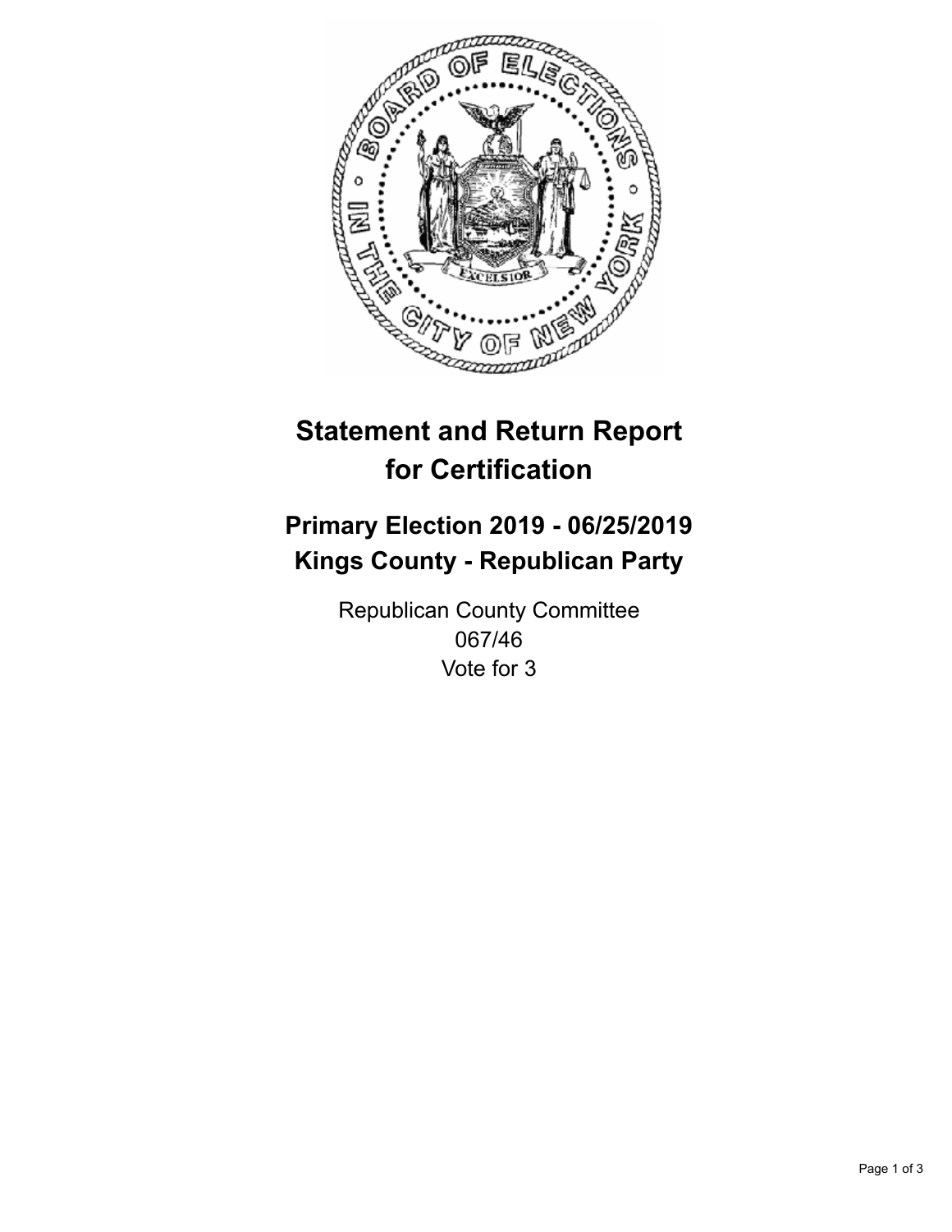# Statement and Return Report for Certification

## Primary Election 2019 - 06/25/2019
## Kings County - Republican Party

Republican County Committee
067/46
Vote for 3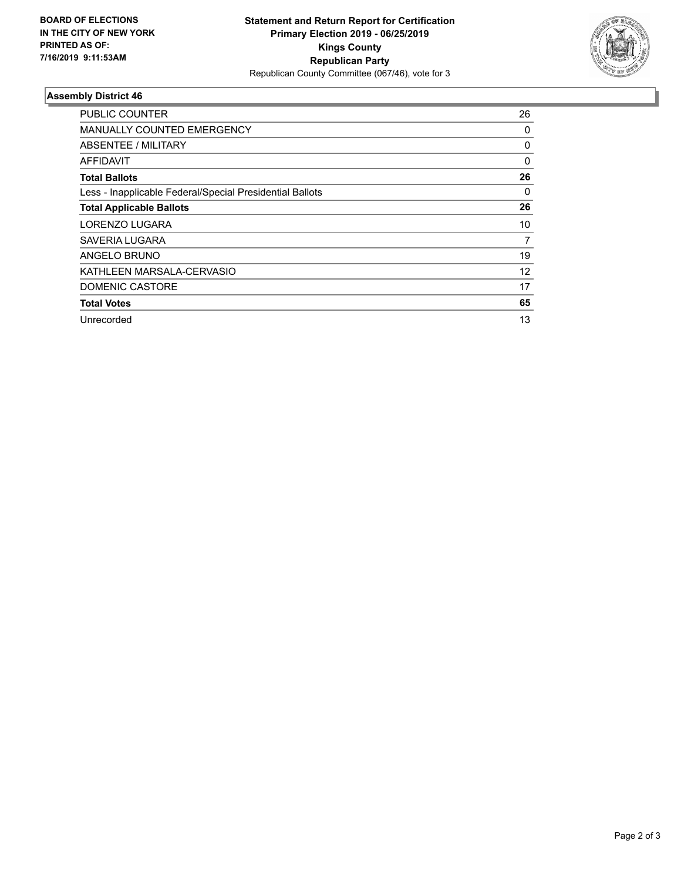**BOARD OF ELECTIONS IN THE CITY OF NEW YORK PRINTED AS OF: 7/16/2019 9:11:53AM**

**Statement and Return Report for Certification**
**Primary Election 2019 - 06/25/2019**
**Kings County**
**Republican Party**
Republican County Committee (067/46), vote for 3

### Assembly District 46

| | |
|---|---|
| PUBLIC COUNTER | 26 |
| MANUALLY COUNTED EMERGENCY | 0 |
| ABSENTEE / MILITARY | 0 |
| AFFIDAVIT | 0 |
| **Total Ballots** | **26** |
| Less - Inapplicable Federal/Special Presidential Ballots | 0 |
| **Total Applicable Ballots** | **26** |
| LORENZO LUGARA | 10 |
| SAVERIA LUGARA | 7 |
| ANGELO BRUNO | 19 |
| KATHLEEN MARSALA-CERVASIO | 12 |
| DOMENIC CASTORE | 17 |
| **Total Votes** | **65** |
| Unrecorded | 13 |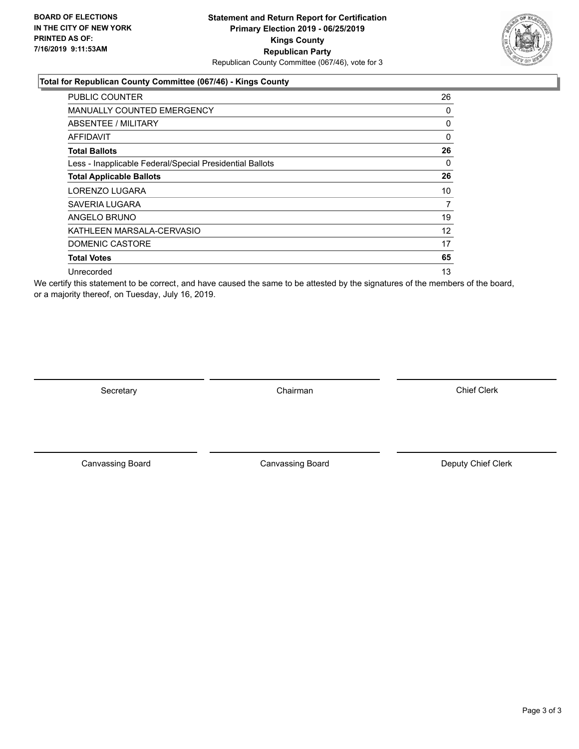**BOARD OF ELECTIONS IN THE CITY OF NEW YORK PRINTED AS OF: 7/16/2019 9:11:53AM**

**Statement and Return Report for Certification**
**Primary Election 2019 - 06/25/2019**
**Kings County**
**Republican Party**
Republican County Committee (067/46), vote for 3

### Total for Republican County Committee (067/46) - Kings County

| | |
|---|---|
| PUBLIC COUNTER | 26 |
| MANUALLY COUNTED EMERGENCY | 0 |
| ABSENTEE / MILITARY | 0 |
| AFFIDAVIT | 0 |
| **Total Ballots** | **26** |
| Less - Inapplicable Federal/Special Presidential Ballots | 0 |
| **Total Applicable Ballots** | **26** |
| LORENZO LUGARA | 10 |
| SAVERIA LUGARA | 7 |
| ANGELO BRUNO | 19 |
| KATHLEEN MARSALA-CERVASIO | 12 |
| DOMENIC CASTORE | 17 |
| **Total Votes** | **65** |
| Unrecorded | 13 |

We certify this statement to be correct, and have caused the same to be attested by the signatures of the members of the board, or a majority thereof, on Tuesday, July 16, 2019.

Secretary

Chairman

Chief Clerk

Canvassing Board

Canvassing Board

Deputy Chief Clerk